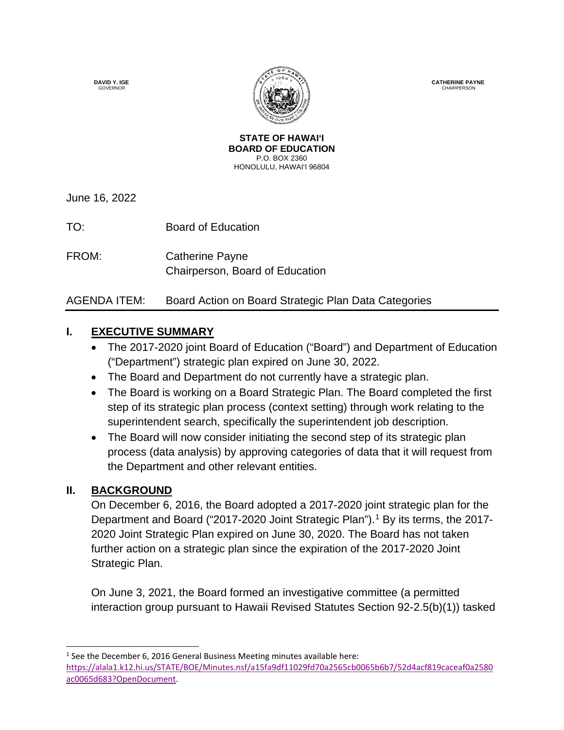DAVID Y. IGE
GOVERNOR

CATHERINE PAYNE
CHAIRPERSON

**STATE OF HAWAIʻI**
**BOARD OF EDUCATION**
P.O. BOX 2360
HONOLULU, HAWAIʻI 96804

June 16, 2022

TO: Board of Education

FROM: Catherine Payne
Chairperson, Board of Education

AGENDA ITEM: Board Action on Board Strategic Plan Data Categories

## I. EXECUTIVE SUMMARY

- The 2017-2020 joint Board of Education ("Board") and Department of Education ("Department") strategic plan expired on June 30, 2022.
- The Board and Department do not currently have a strategic plan.
- The Board is working on a Board Strategic Plan. The Board completed the first step of its strategic plan process (context setting) through work relating to the superintendent search, specifically the superintendent job description.
- The Board will now consider initiating the second step of its strategic plan process (data analysis) by approving categories of data that it will request from the Department and other relevant entities.

## II. BACKGROUND

On December 6, 2016, the Board adopted a 2017-2020 joint strategic plan for the Department and Board ("2017-2020 Joint Strategic Plan").[1] By its terms, the 2017-2020 Joint Strategic Plan expired on June 30, 2020. The Board has not taken further action on a strategic plan since the expiration of the 2017-2020 Joint Strategic Plan.

On June 3, 2021, the Board formed an investigative committee (a permitted interaction group pursuant to Hawaii Revised Statutes Section 92-2.5(b)(1)) tasked

[1] See the December 6, 2016 General Business Meeting minutes available here: https://alala1.k12.hi.us/STATE/BOE/Minutes.nsf/a15fa9df11029fd70a2565cb0065b6b7/52d4acf819caceaf0a2580ac0065d683?OpenDocument.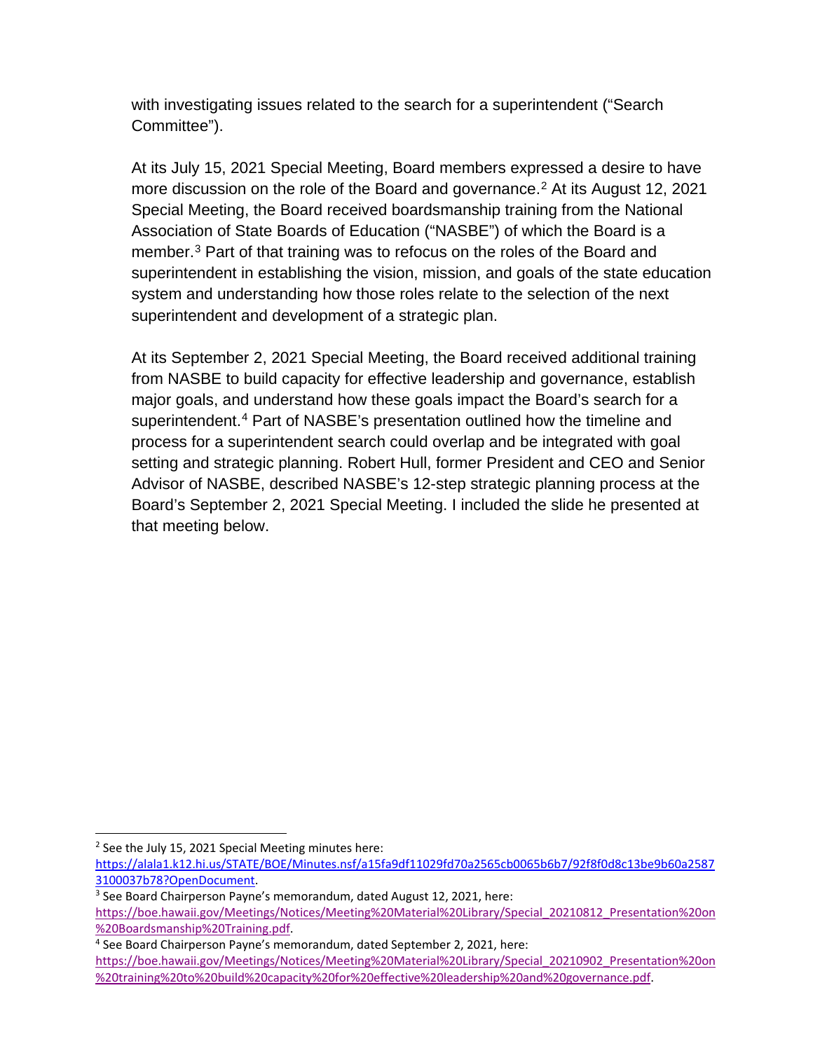with investigating issues related to the search for a superintendent ("Search Committee").

At its July 15, 2021 Special Meeting, Board members expressed a desire to have more discussion on the role of the Board and governance.[2] At its August 12, 2021 Special Meeting, the Board received boardsmanship training from the National Association of State Boards of Education ("NASBE") of which the Board is a member.[3] Part of that training was to refocus on the roles of the Board and superintendent in establishing the vision, mission, and goals of the state education system and understanding how those roles relate to the selection of the next superintendent and development of a strategic plan.

At its September 2, 2021 Special Meeting, the Board received additional training from NASBE to build capacity for effective leadership and governance, establish major goals, and understand how these goals impact the Board's search for a superintendent.[4] Part of NASBE's presentation outlined how the timeline and process for a superintendent search could overlap and be integrated with goal setting and strategic planning. Robert Hull, former President and CEO and Senior Advisor of NASBE, described NASBE's 12-step strategic planning process at the Board's September 2, 2021 Special Meeting. I included the slide he presented at that meeting below.

---

[2] See the July 15, 2021 Special Meeting minutes here: https://alala1.k12.hi.us/STATE/BOE/Minutes.nsf/a15fa9df11029fd70a2565cb0065b6b7/92f8f0d8c13be9b60a25873100037b78?OpenDocument.

[3] See Board Chairperson Payne's memorandum, dated August 12, 2021, here: https://boe.hawaii.gov/Meetings/Notices/Meeting%20Material%20Library/Special_20210812_Presentation%20on%20Boardsmanship%20Training.pdf.

[4] See Board Chairperson Payne's memorandum, dated September 2, 2021, here: https://boe.hawaii.gov/Meetings/Notices/Meeting%20Material%20Library/Special_20210902_Presentation%20on%20training%20to%20build%20capacity%20for%20effective%20leadership%20and%20governance.pdf.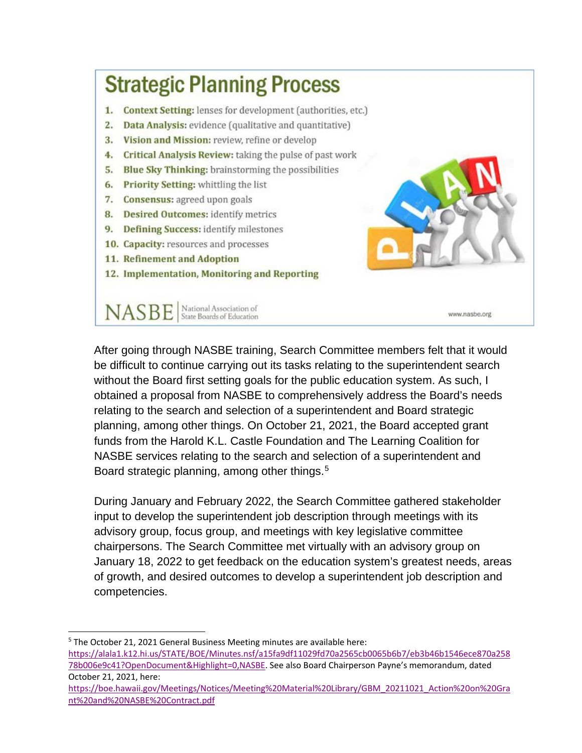## Strategic Planning Process

1. **Context Setting:** lenses for development (authorities, etc.)
2. **Data Analysis:** evidence (qualitative and quantitative)
3. **Vision and Mission:** review, refine or develop
4. **Critical Analysis Review:** taking the pulse of past work
5. **Blue Sky Thinking:** brainstorming the possibilities
6. **Priority Setting:** whittling the list
7. **Consensus:** agreed upon goals
8. **Desired Outcomes:** identify metrics
9. **Defining Success:** identify milestones
10. **Capacity:** resources and processes
11. **Refinement and Adoption**
12. **Implementation, Monitoring and Reporting**

NASBE | National Association of State Boards of Education

www.nasbe.org

After going through NASBE training, Search Committee members felt that it would be difficult to continue carrying out its tasks relating to the superintendent search without the Board first setting goals for the public education system. As such, I obtained a proposal from NASBE to comprehensively address the Board's needs relating to the search and selection of a superintendent and Board strategic planning, among other things. On October 21, 2021, the Board accepted grant funds from the Harold K.L. Castle Foundation and The Learning Coalition for NASBE services relating to the search and selection of a superintendent and Board strategic planning, among other things.[5]

During January and February 2022, the Search Committee gathered stakeholder input to develop the superintendent job description through meetings with its advisory group, focus group, and meetings with key legislative committee chairpersons. The Search Committee met virtually with an advisory group on January 18, 2022 to get feedback on the education system's greatest needs, areas of growth, and desired outcomes to develop a superintendent job description and competencies.

---

[5] The October 21, 2021 General Business Meeting minutes are available here: https://alala1.k12.hi.us/STATE/BOE/Minutes.nsf/a15fa9df11029fd70a2565cb0065b6b7/eb3b46b1546ece870a25878b006e9c41?OpenDocument&Highlight=0,NASBE. See also Board Chairperson Payne's memorandum, dated October 21, 2021, here: https://boe.hawaii.gov/Meetings/Notices/Meeting%20Material%20Library/GBM_20211021_Action%20on%20Grant%20and%20NASBE%20Contract.pdf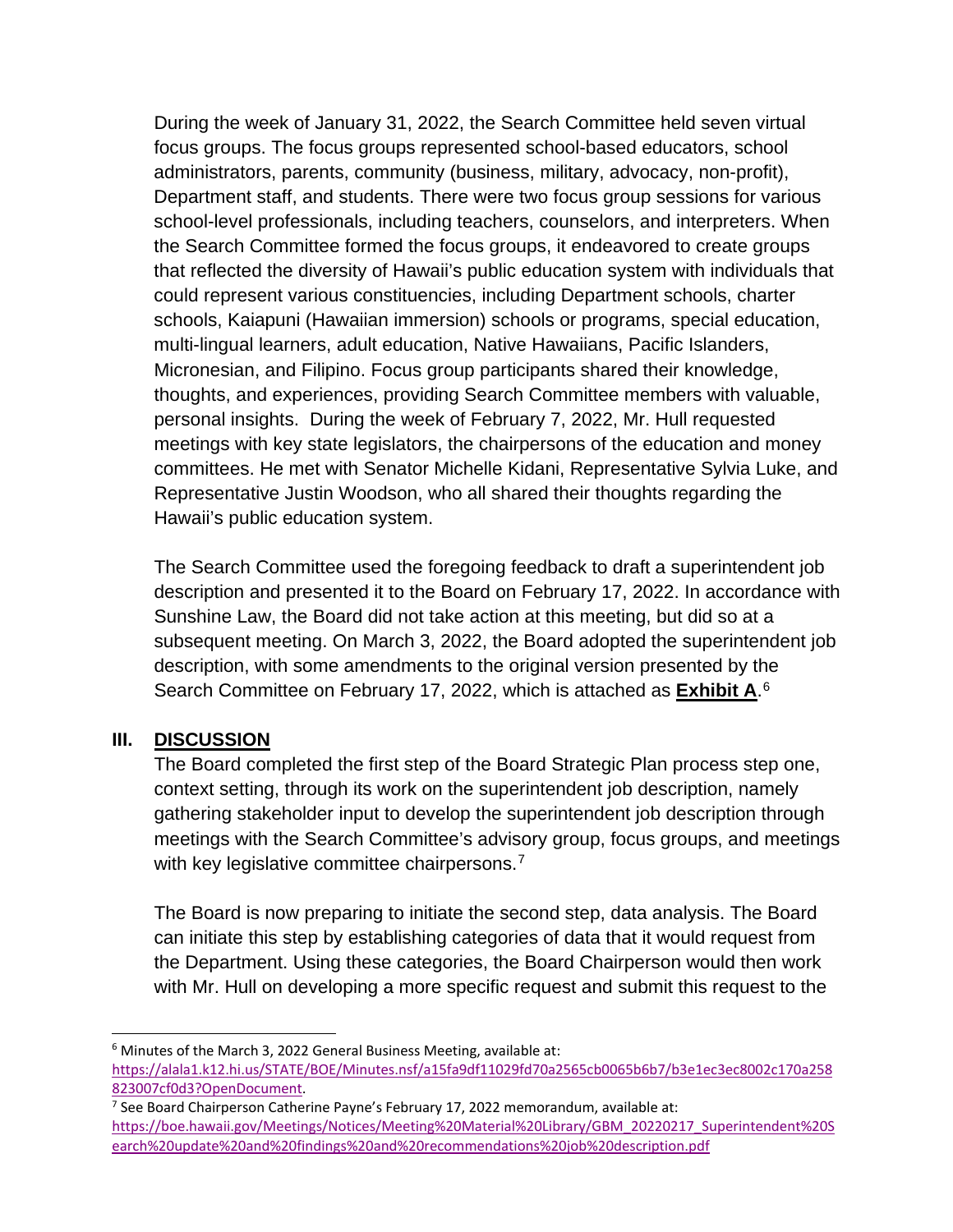During the week of January 31, 2022, the Search Committee held seven virtual focus groups. The focus groups represented school-based educators, school administrators, parents, community (business, military, advocacy, non-profit), Department staff, and students. There were two focus group sessions for various school-level professionals, including teachers, counselors, and interpreters. When the Search Committee formed the focus groups, it endeavored to create groups that reflected the diversity of Hawaii's public education system with individuals that could represent various constituencies, including Department schools, charter schools, Kaiapuni (Hawaiian immersion) schools or programs, special education, multi-lingual learners, adult education, Native Hawaiians, Pacific Islanders, Micronesian, and Filipino. Focus group participants shared their knowledge, thoughts, and experiences, providing Search Committee members with valuable, personal insights. During the week of February 7, 2022, Mr. Hull requested meetings with key state legislators, the chairpersons of the education and money committees. He met with Senator Michelle Kidani, Representative Sylvia Luke, and Representative Justin Woodson, who all shared their thoughts regarding the Hawaii's public education system.

The Search Committee used the foregoing feedback to draft a superintendent job description and presented it to the Board on February 17, 2022. In accordance with Sunshine Law, the Board did not take action at this meeting, but did so at a subsequent meeting. On March 3, 2022, the Board adopted the superintendent job description, with some amendments to the original version presented by the Search Committee on February 17, 2022, which is attached as **Exhibit A**.[6]

## III. DISCUSSION

The Board completed the first step of the Board Strategic Plan process step one, context setting, through its work on the superintendent job description, namely gathering stakeholder input to develop the superintendent job description through meetings with the Search Committee's advisory group, focus groups, and meetings with key legislative committee chairpersons.[7]

The Board is now preparing to initiate the second step, data analysis. The Board can initiate this step by establishing categories of data that it would request from the Department. Using these categories, the Board Chairperson would then work with Mr. Hull on developing a more specific request and submit this request to the

---

[6] Minutes of the March 3, 2022 General Business Meeting, available at: https://alala1.k12.hi.us/STATE/BOE/Minutes.nsf/a15fa9df11029fd70a2565cb0065b6b7/b3e1ec3ec8002c170a258823007cf0d3?OpenDocument.

[7] See Board Chairperson Catherine Payne's February 17, 2022 memorandum, available at: https://boe.hawaii.gov/Meetings/Notices/Meeting%20Material%20Library/GBM_20220217_Superintendent%20Search%20update%20and%20findings%20and%20recommendations%20job%20description.pdf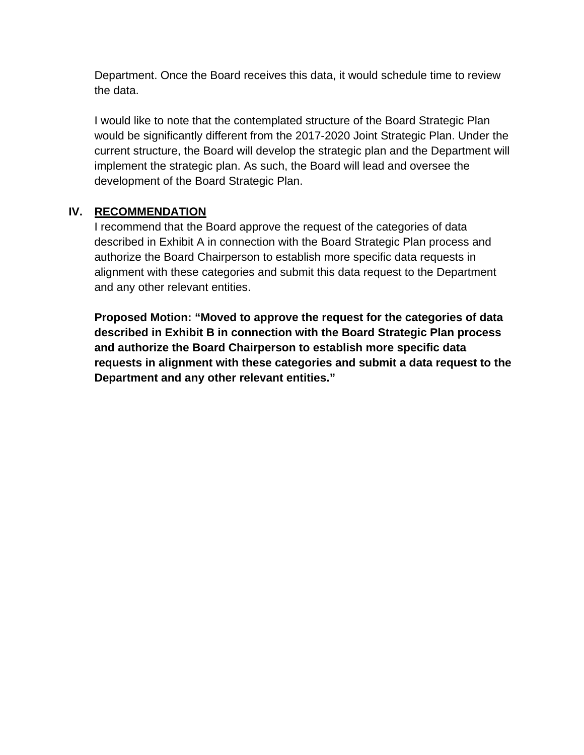Department. Once the Board receives this data, it would schedule time to review the data.

I would like to note that the contemplated structure of the Board Strategic Plan would be significantly different from the 2017-2020 Joint Strategic Plan. Under the current structure, the Board will develop the strategic plan and the Department will implement the strategic plan. As such, the Board will lead and oversee the development of the Board Strategic Plan.

## IV. RECOMMENDATION

I recommend that the Board approve the request of the categories of data described in Exhibit A in connection with the Board Strategic Plan process and authorize the Board Chairperson to establish more specific data requests in alignment with these categories and submit this data request to the Department and any other relevant entities.

**Proposed Motion: "Moved to approve the request for the categories of data described in Exhibit B in connection with the Board Strategic Plan process and authorize the Board Chairperson to establish more specific data requests in alignment with these categories and submit a data request to the Department and any other relevant entities."**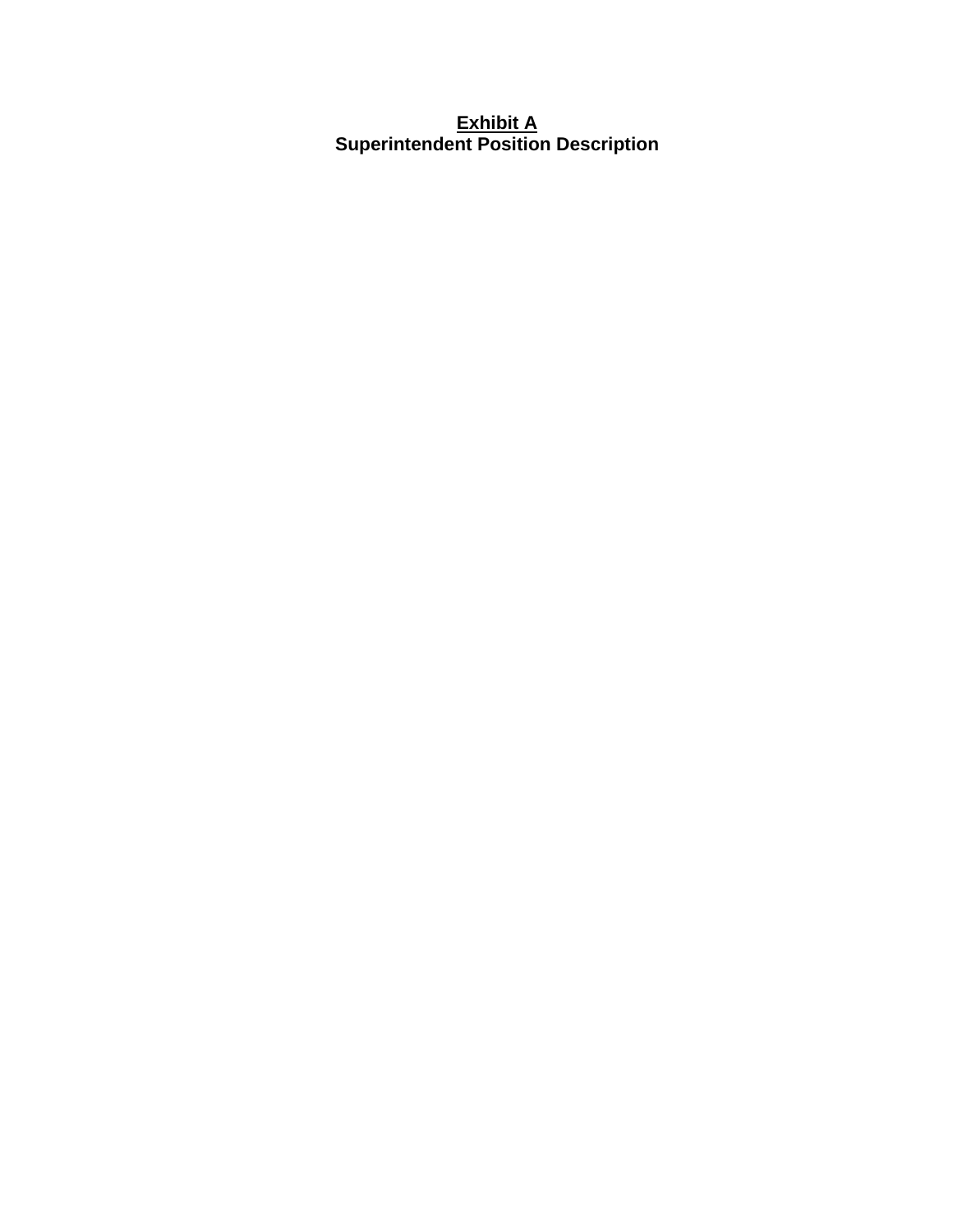**<u>Exhibit A</u>**
**Superintendent Position Description**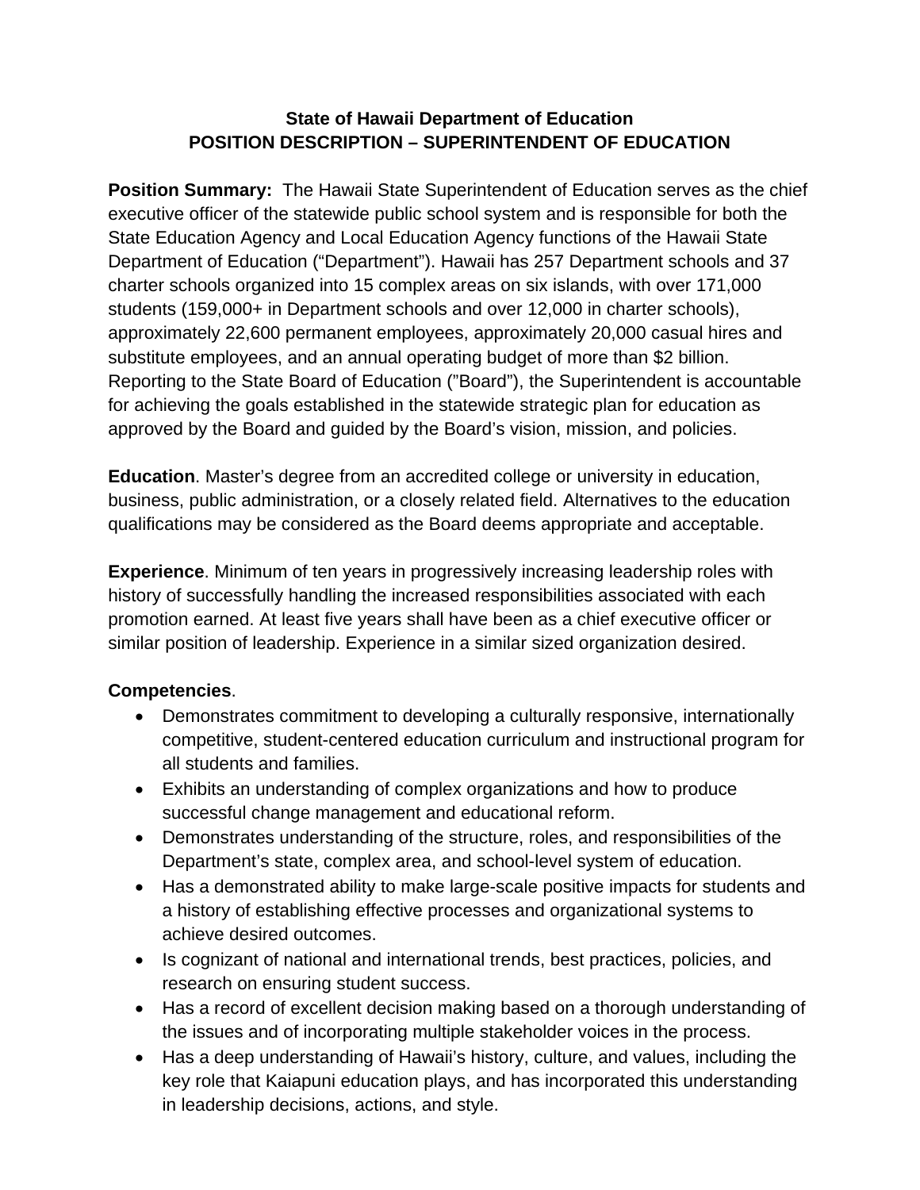**State of Hawaii Department of Education**
**POSITION DESCRIPTION – SUPERINTENDENT OF EDUCATION**

**Position Summary:** The Hawaii State Superintendent of Education serves as the chief executive officer of the statewide public school system and is responsible for both the State Education Agency and Local Education Agency functions of the Hawaii State Department of Education ("Department"). Hawaii has 257 Department schools and 37 charter schools organized into 15 complex areas on six islands, with over 171,000 students (159,000+ in Department schools and over 12,000 in charter schools), approximately 22,600 permanent employees, approximately 20,000 casual hires and substitute employees, and an annual operating budget of more than $2 billion. Reporting to the State Board of Education ("Board"), the Superintendent is accountable for achieving the goals established in the statewide strategic plan for education as approved by the Board and guided by the Board's vision, mission, and policies.

**Education**. Master's degree from an accredited college or university in education, business, public administration, or a closely related field. Alternatives to the education qualifications may be considered as the Board deems appropriate and acceptable.

**Experience**. Minimum of ten years in progressively increasing leadership roles with history of successfully handling the increased responsibilities associated with each promotion earned. At least five years shall have been as a chief executive officer or similar position of leadership. Experience in a similar sized organization desired.

**Competencies**.

- Demonstrates commitment to developing a culturally responsive, internationally competitive, student-centered education curriculum and instructional program for all students and families.
- Exhibits an understanding of complex organizations and how to produce successful change management and educational reform.
- Demonstrates understanding of the structure, roles, and responsibilities of the Department's state, complex area, and school-level system of education.
- Has a demonstrated ability to make large-scale positive impacts for students and a history of establishing effective processes and organizational systems to achieve desired outcomes.
- Is cognizant of national and international trends, best practices, policies, and research on ensuring student success.
- Has a record of excellent decision making based on a thorough understanding of the issues and of incorporating multiple stakeholder voices in the process.
- Has a deep understanding of Hawaii's history, culture, and values, including the key role that Kaiapuni education plays, and has incorporated this understanding in leadership decisions, actions, and style.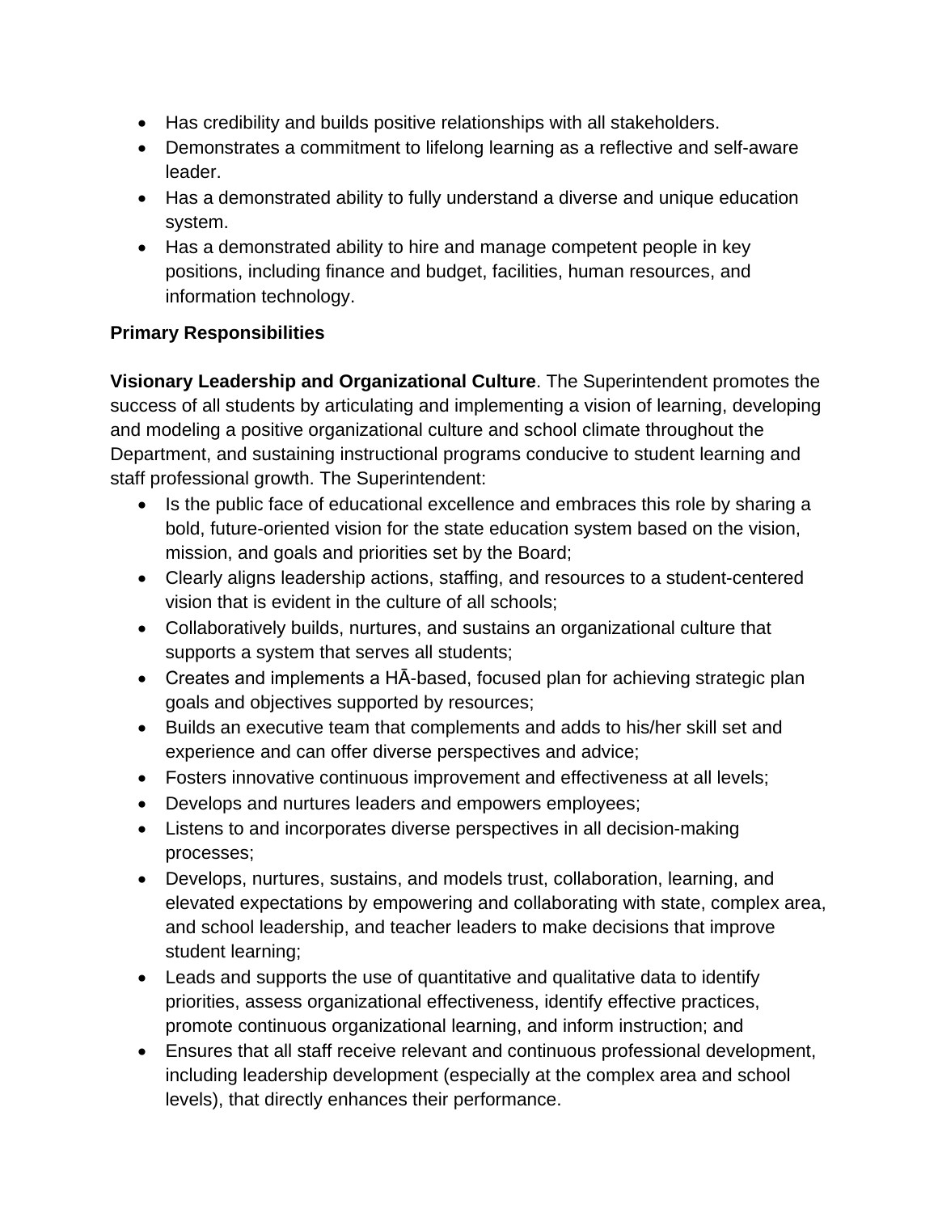- Has credibility and builds positive relationships with all stakeholders.
- Demonstrates a commitment to lifelong learning as a reflective and self-aware leader.
- Has a demonstrated ability to fully understand a diverse and unique education system.
- Has a demonstrated ability to hire and manage competent people in key positions, including finance and budget, facilities, human resources, and information technology.

**Primary Responsibilities**

**Visionary Leadership and Organizational Culture**. The Superintendent promotes the success of all students by articulating and implementing a vision of learning, developing and modeling a positive organizational culture and school climate throughout the Department, and sustaining instructional programs conducive to student learning and staff professional growth. The Superintendent:

- Is the public face of educational excellence and embraces this role by sharing a bold, future-oriented vision for the state education system based on the vision, mission, and goals and priorities set by the Board;
- Clearly aligns leadership actions, staffing, and resources to a student-centered vision that is evident in the culture of all schools;
- Collaboratively builds, nurtures, and sustains an organizational culture that supports a system that serves all students;
- Creates and implements a HĀ-based, focused plan for achieving strategic plan goals and objectives supported by resources;
- Builds an executive team that complements and adds to his/her skill set and experience and can offer diverse perspectives and advice;
- Fosters innovative continuous improvement and effectiveness at all levels;
- Develops and nurtures leaders and empowers employees;
- Listens to and incorporates diverse perspectives in all decision-making processes;
- Develops, nurtures, sustains, and models trust, collaboration, learning, and elevated expectations by empowering and collaborating with state, complex area, and school leadership, and teacher leaders to make decisions that improve student learning;
- Leads and supports the use of quantitative and qualitative data to identify priorities, assess organizational effectiveness, identify effective practices, promote continuous organizational learning, and inform instruction; and
- Ensures that all staff receive relevant and continuous professional development, including leadership development (especially at the complex area and school levels), that directly enhances their performance.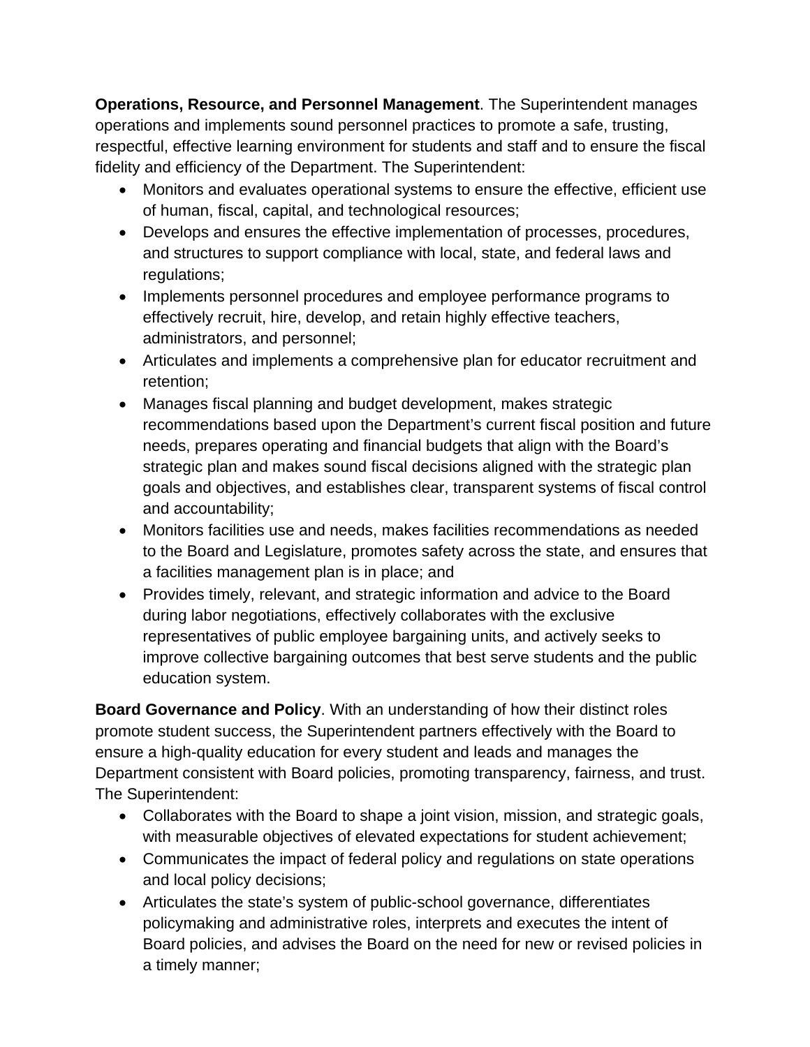**Operations, Resource, and Personnel Management**. The Superintendent manages operations and implements sound personnel practices to promote a safe, trusting, respectful, effective learning environment for students and staff and to ensure the fiscal fidelity and efficiency of the Department. The Superintendent:

- Monitors and evaluates operational systems to ensure the effective, efficient use of human, fiscal, capital, and technological resources;
- Develops and ensures the effective implementation of processes, procedures, and structures to support compliance with local, state, and federal laws and regulations;
- Implements personnel procedures and employee performance programs to effectively recruit, hire, develop, and retain highly effective teachers, administrators, and personnel;
- Articulates and implements a comprehensive plan for educator recruitment and retention;
- Manages fiscal planning and budget development, makes strategic recommendations based upon the Department's current fiscal position and future needs, prepares operating and financial budgets that align with the Board's strategic plan and makes sound fiscal decisions aligned with the strategic plan goals and objectives, and establishes clear, transparent systems of fiscal control and accountability;
- Monitors facilities use and needs, makes facilities recommendations as needed to the Board and Legislature, promotes safety across the state, and ensures that a facilities management plan is in place; and
- Provides timely, relevant, and strategic information and advice to the Board during labor negotiations, effectively collaborates with the exclusive representatives of public employee bargaining units, and actively seeks to improve collective bargaining outcomes that best serve students and the public education system.

**Board Governance and Policy**. With an understanding of how their distinct roles promote student success, the Superintendent partners effectively with the Board to ensure a high-quality education for every student and leads and manages the Department consistent with Board policies, promoting transparency, fairness, and trust. The Superintendent:

- Collaborates with the Board to shape a joint vision, mission, and strategic goals, with measurable objectives of elevated expectations for student achievement;
- Communicates the impact of federal policy and regulations on state operations and local policy decisions;
- Articulates the state's system of public-school governance, differentiates policymaking and administrative roles, interprets and executes the intent of Board policies, and advises the Board on the need for new or revised policies in a timely manner;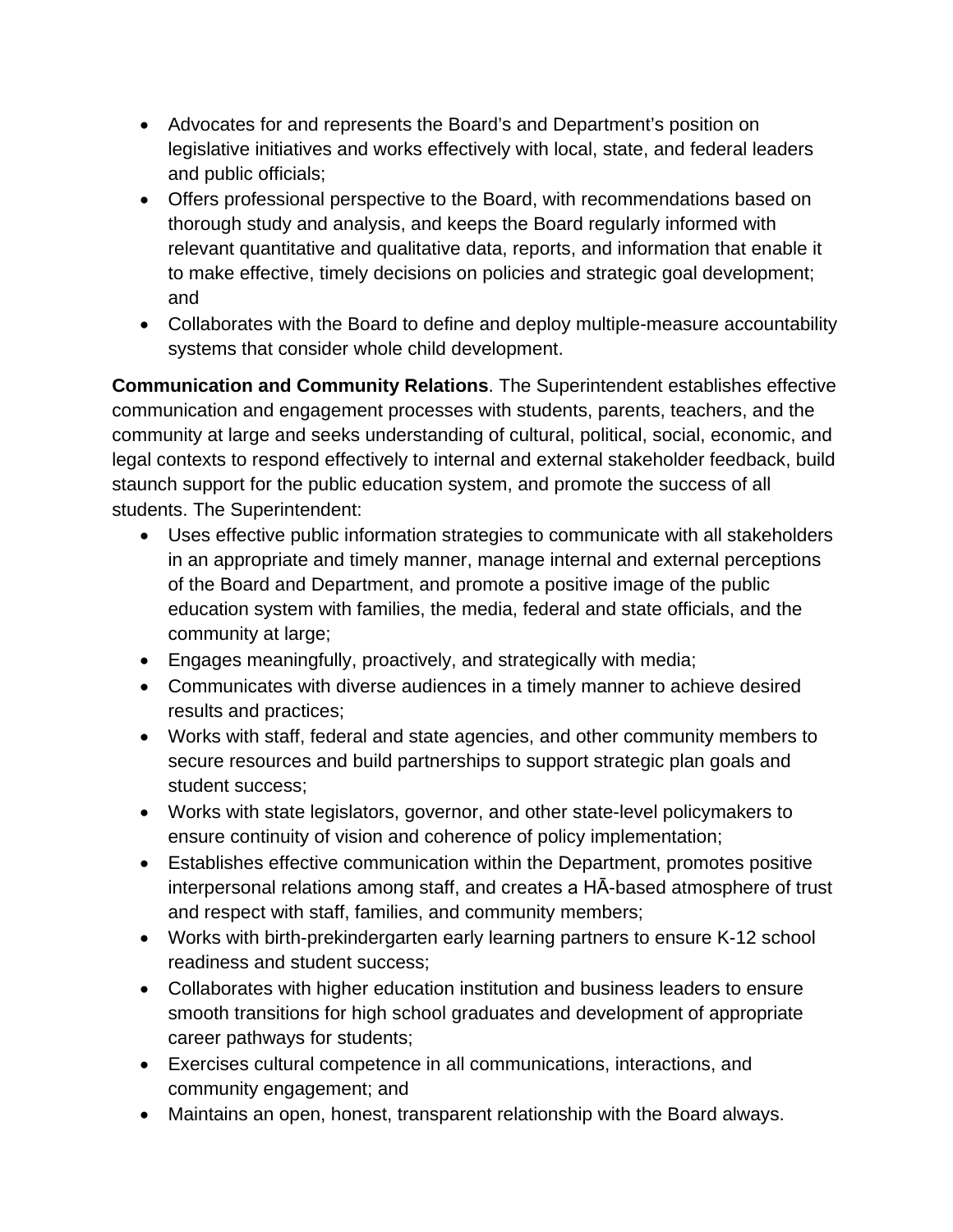- Advocates for and represents the Board's and Department's position on legislative initiatives and works effectively with local, state, and federal leaders and public officials;
- Offers professional perspective to the Board, with recommendations based on thorough study and analysis, and keeps the Board regularly informed with relevant quantitative and qualitative data, reports, and information that enable it to make effective, timely decisions on policies and strategic goal development; and
- Collaborates with the Board to define and deploy multiple-measure accountability systems that consider whole child development.

**Communication and Community Relations**. The Superintendent establishes effective communication and engagement processes with students, parents, teachers, and the community at large and seeks understanding of cultural, political, social, economic, and legal contexts to respond effectively to internal and external stakeholder feedback, build staunch support for the public education system, and promote the success of all students. The Superintendent:

- Uses effective public information strategies to communicate with all stakeholders in an appropriate and timely manner, manage internal and external perceptions of the Board and Department, and promote a positive image of the public education system with families, the media, federal and state officials, and the community at large;
- Engages meaningfully, proactively, and strategically with media;
- Communicates with diverse audiences in a timely manner to achieve desired results and practices;
- Works with staff, federal and state agencies, and other community members to secure resources and build partnerships to support strategic plan goals and student success;
- Works with state legislators, governor, and other state-level policymakers to ensure continuity of vision and coherence of policy implementation;
- Establishes effective communication within the Department, promotes positive interpersonal relations among staff, and creates a HĀ-based atmosphere of trust and respect with staff, families, and community members;
- Works with birth-prekindergarten early learning partners to ensure K-12 school readiness and student success;
- Collaborates with higher education institution and business leaders to ensure smooth transitions for high school graduates and development of appropriate career pathways for students;
- Exercises cultural competence in all communications, interactions, and community engagement; and
- Maintains an open, honest, transparent relationship with the Board always.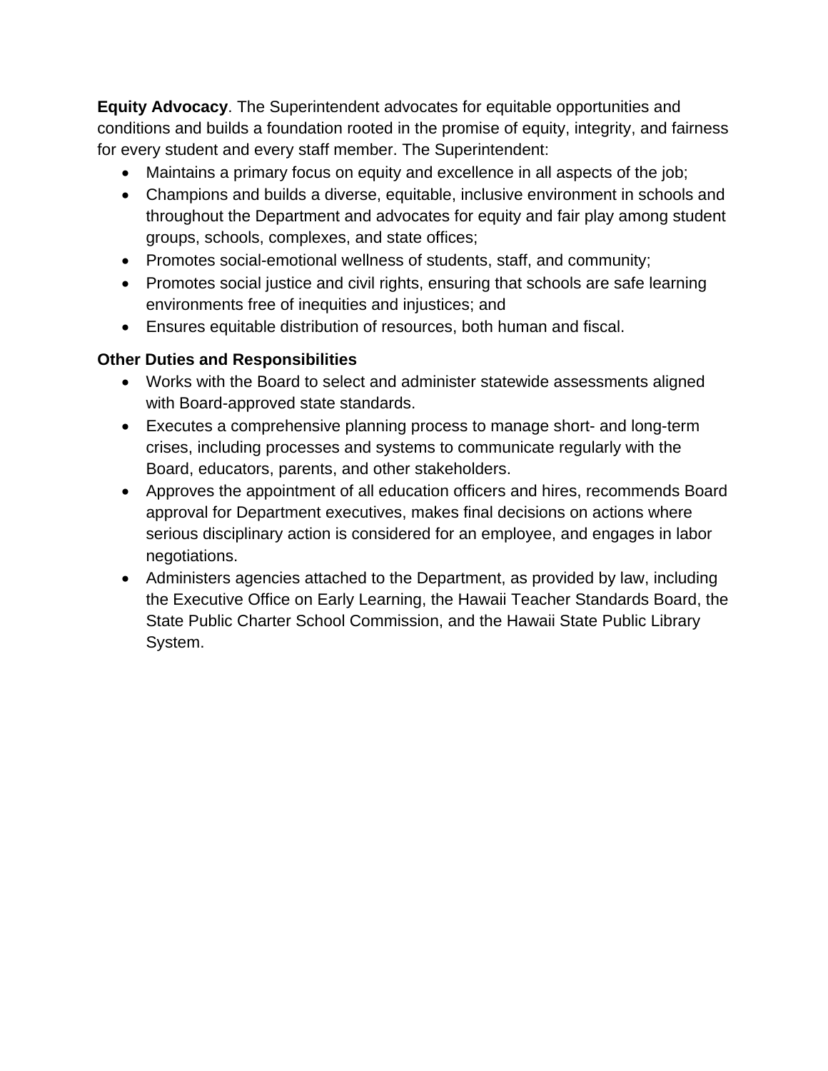**Equity Advocacy**. The Superintendent advocates for equitable opportunities and conditions and builds a foundation rooted in the promise of equity, integrity, and fairness for every student and every staff member. The Superintendent:

- Maintains a primary focus on equity and excellence in all aspects of the job;
- Champions and builds a diverse, equitable, inclusive environment in schools and throughout the Department and advocates for equity and fair play among student groups, schools, complexes, and state offices;
- Promotes social-emotional wellness of students, staff, and community;
- Promotes social justice and civil rights, ensuring that schools are safe learning environments free of inequities and injustices; and
- Ensures equitable distribution of resources, both human and fiscal.

**Other Duties and Responsibilities**

- Works with the Board to select and administer statewide assessments aligned with Board-approved state standards.
- Executes a comprehensive planning process to manage short- and long-term crises, including processes and systems to communicate regularly with the Board, educators, parents, and other stakeholders.
- Approves the appointment of all education officers and hires, recommends Board approval for Department executives, makes final decisions on actions where serious disciplinary action is considered for an employee, and engages in labor negotiations.
- Administers agencies attached to the Department, as provided by law, including the Executive Office on Early Learning, the Hawaii Teacher Standards Board, the State Public Charter School Commission, and the Hawaii State Public Library System.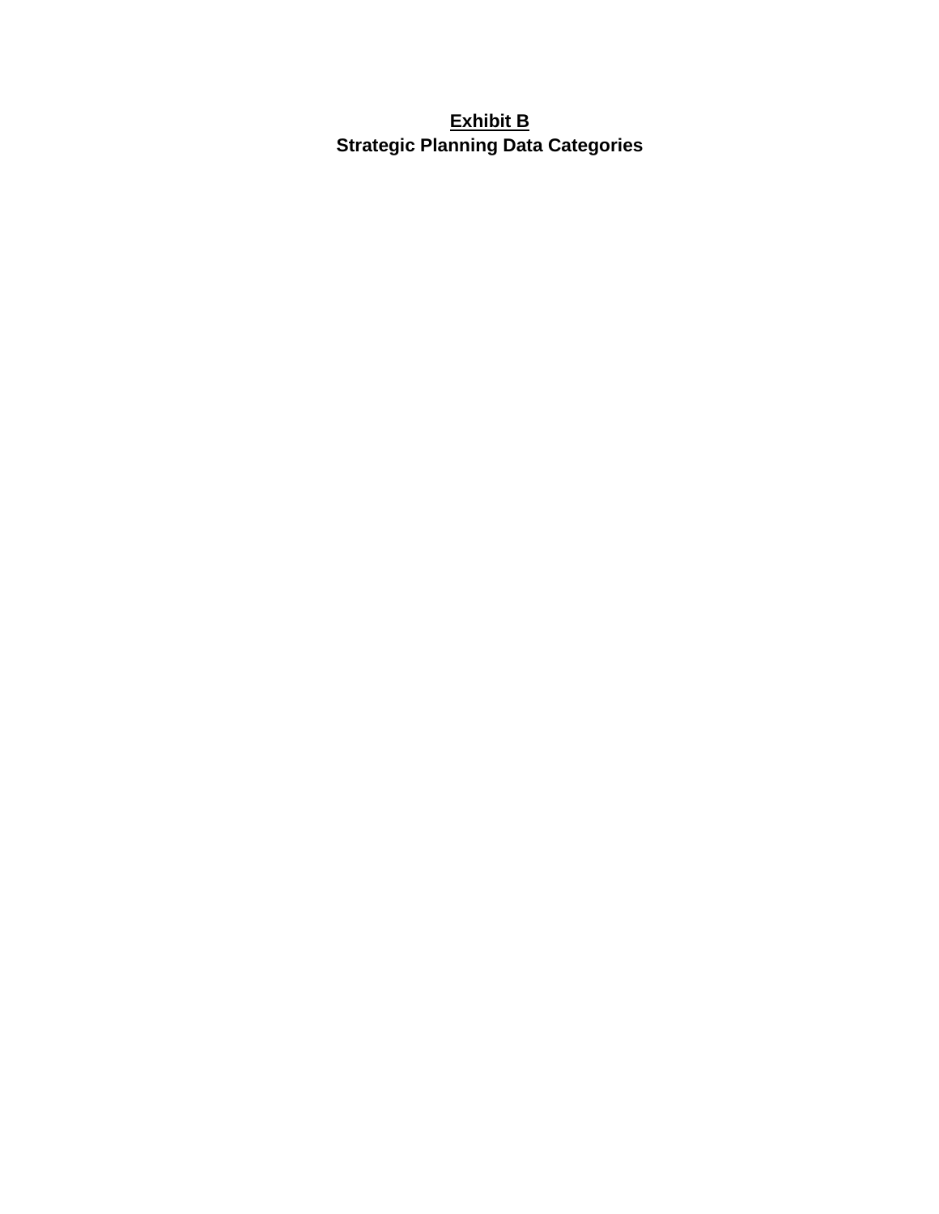# <u>Exhibit B</u>

## Strategic Planning Data Categories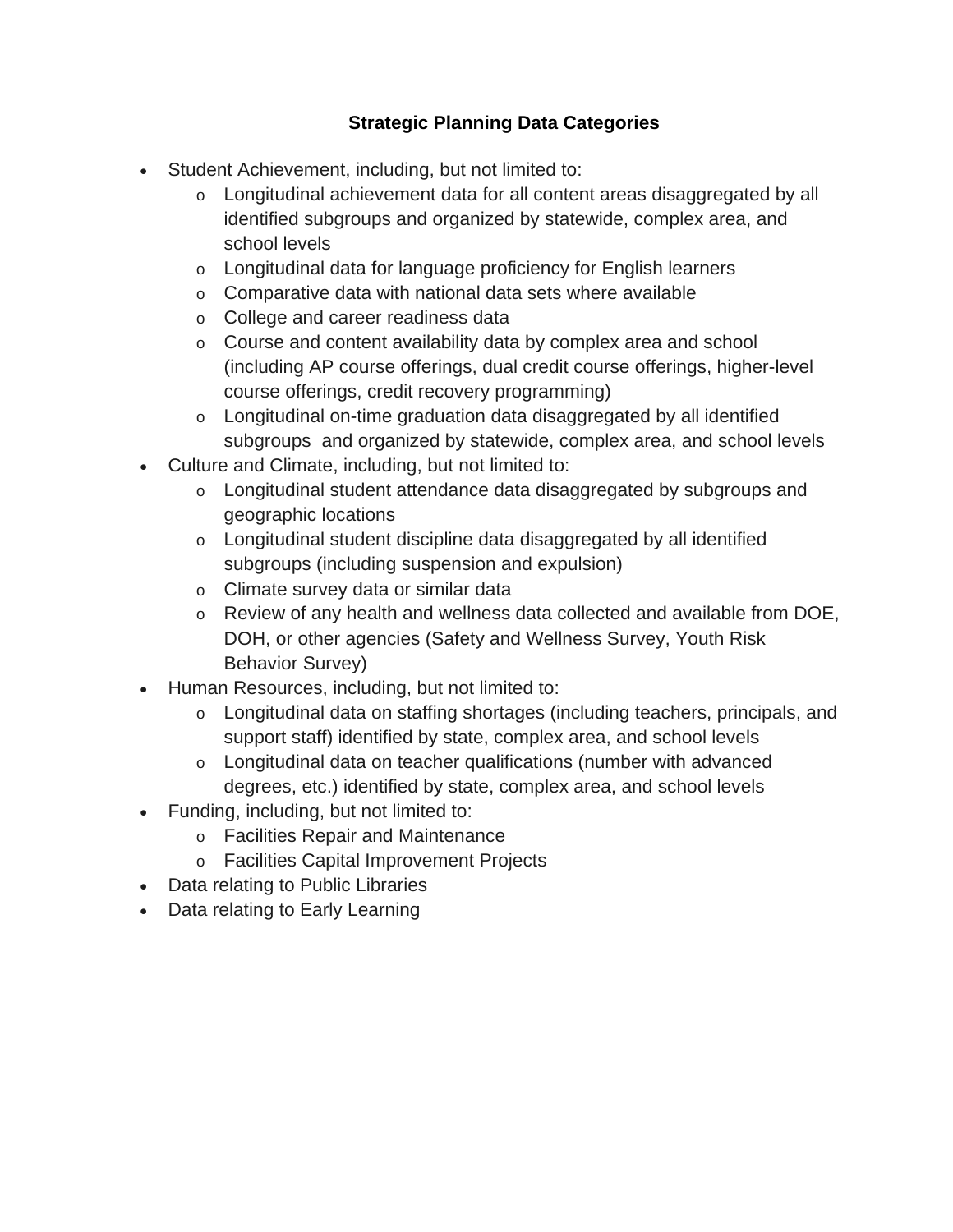**Strategic Planning Data Categories**

- Student Achievement, including, but not limited to:
    - Longitudinal achievement data for all content areas disaggregated by all identified subgroups and organized by statewide, complex area, and school levels
    - Longitudinal data for language proficiency for English learners
    - Comparative data with national data sets where available
    - College and career readiness data
    - Course and content availability data by complex area and school (including AP course offerings, dual credit course offerings, higher-level course offerings, credit recovery programming)
    - Longitudinal on-time graduation data disaggregated by all identified subgroups and organized by statewide, complex area, and school levels
- Culture and Climate, including, but not limited to:
    - Longitudinal student attendance data disaggregated by subgroups and geographic locations
    - Longitudinal student discipline data disaggregated by all identified subgroups (including suspension and expulsion)
    - Climate survey data or similar data
    - Review of any health and wellness data collected and available from DOE, DOH, or other agencies (Safety and Wellness Survey, Youth Risk Behavior Survey)
- Human Resources, including, but not limited to:
    - Longitudinal data on staffing shortages (including teachers, principals, and support staff) identified by state, complex area, and school levels
    - Longitudinal data on teacher qualifications (number with advanced degrees, etc.) identified by state, complex area, and school levels
- Funding, including, but not limited to:
    - Facilities Repair and Maintenance
    - Facilities Capital Improvement Projects
- Data relating to Public Libraries
- Data relating to Early Learning